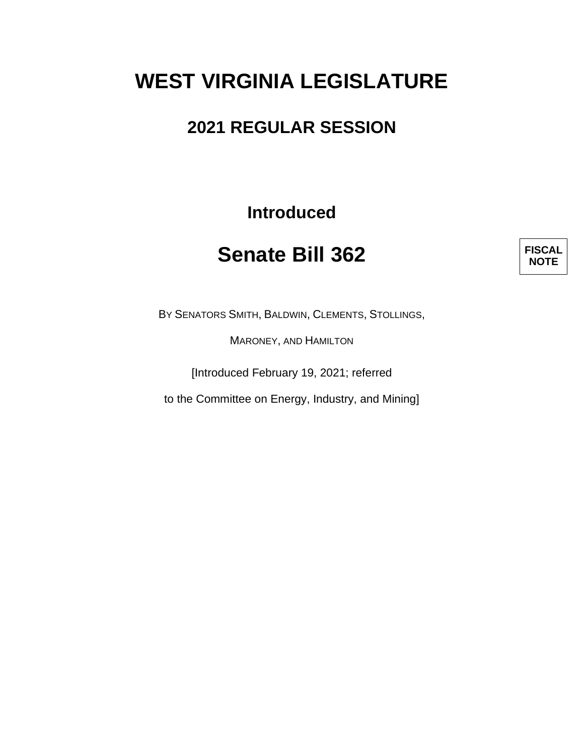# WEST VIRGINIA LEGISLATURE

## 2021 REGULAR SESSION

**Introduced**

# Senate Bill 362

**FISCAL NOTE**

BY SENATORS SMITH, BALDWIN, CLEMENTS, STOLLINGS, MARONEY, AND HAMILTON

[Introduced February 19, 2021; referred to the Committee on Energy, Industry, and Mining]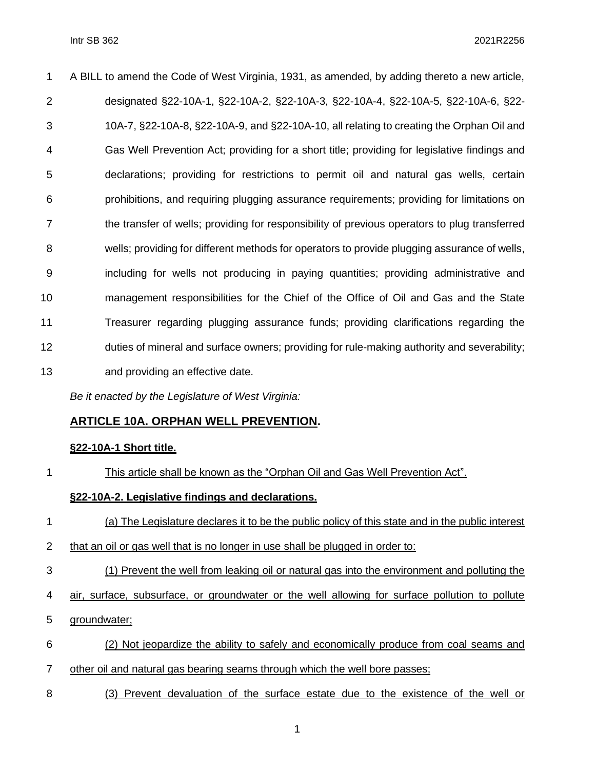A BILL to amend the Code of West Virginia, 1931, as amended, by adding thereto a new article, designated §22-10A-1, §22-10A-2, §22-10A-3, §22-10A-4, §22-10A-5, §22-10A-6, §22-10A-7, §22-10A-8, §22-10A-9, and §22-10A-10, all relating to creating the Orphan Oil and Gas Well Prevention Act; providing for a short title; providing for legislative findings and declarations; providing for restrictions to permit oil and natural gas wells, certain prohibitions, and requiring plugging assurance requirements; providing for limitations on the transfer of wells; providing for responsibility of previous operators to plug transferred wells; providing for different methods for operators to provide plugging assurance of wells, including for wells not producing in paying quantities; providing administrative and management responsibilities for the Chief of the Office of Oil and Gas and the State Treasurer regarding plugging assurance funds; providing clarifications regarding the duties of mineral and surface owners; providing for rule-making authority and severability; and providing an effective date.

*Be it enacted by the Legislature of West Virginia:*

## ARTICLE 10A. ORPHAN WELL PREVENTION.

### §22-10A-1 Short title.

This article shall be known as the "Orphan Oil and Gas Well Prevention Act".

### §22-10A-2. Legislative findings and declarations.

(a) The Legislature declares it to be the public policy of this state and in the public interest that an oil or gas well that is no longer in use shall be plugged in order to:

(1) Prevent the well from leaking oil or natural gas into the environment and polluting the air, surface, subsurface, or groundwater or the well allowing for surface pollution to pollute groundwater;

(2) Not jeopardize the ability to safely and economically produce from coal seams and other oil and natural gas bearing seams through which the well bore passes;

(3) Prevent devaluation of the surface estate due to the existence of the well or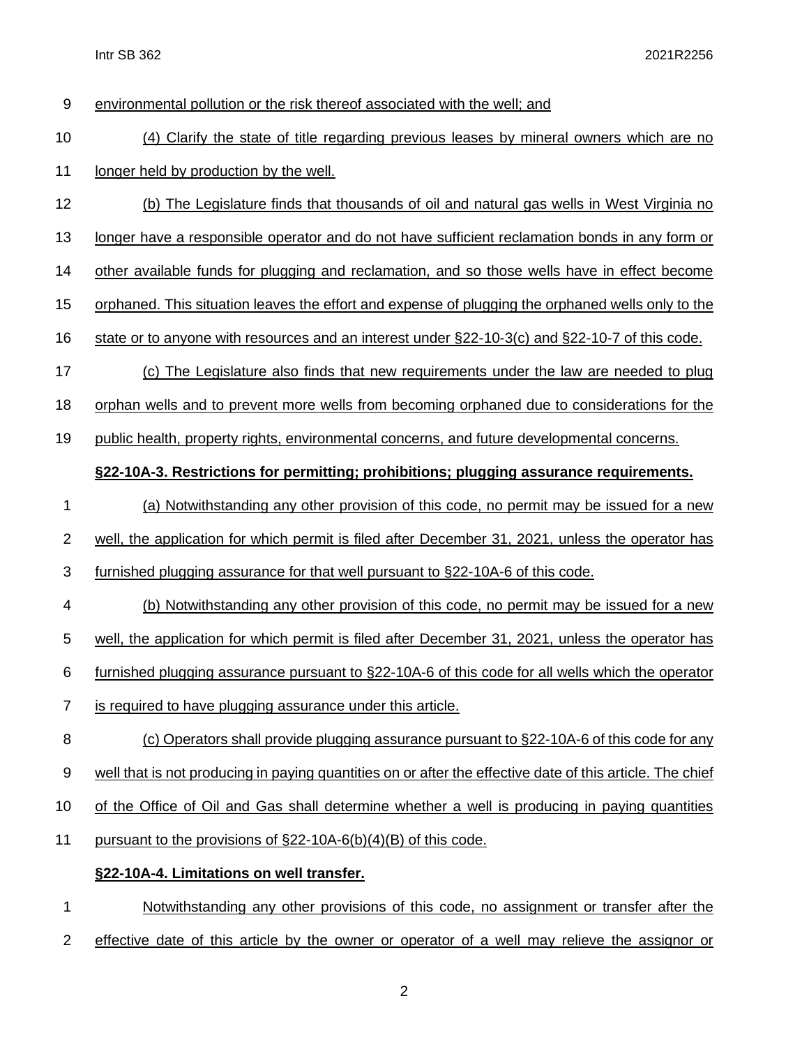environmental pollution or the risk thereof associated with the well; and

(4) Clarify the state of title regarding previous leases by mineral owners which are no longer held by production by the well.

(b) The Legislature finds that thousands of oil and natural gas wells in West Virginia no longer have a responsible operator and do not have sufficient reclamation bonds in any form or other available funds for plugging and reclamation, and so those wells have in effect become orphaned. This situation leaves the effort and expense of plugging the orphaned wells only to the state or to anyone with resources and an interest under §22-10-3(c) and §22-10-7 of this code.

(c) The Legislature also finds that new requirements under the law are needed to plug orphan wells and to prevent more wells from becoming orphaned due to considerations for the public health, property rights, environmental concerns, and future developmental concerns.

**§22-10A-3. Restrictions for permitting; prohibitions; plugging assurance requirements.**

(a) Notwithstanding any other provision of this code, no permit may be issued for a new well, the application for which permit is filed after December 31, 2021, unless the operator has furnished plugging assurance for that well pursuant to §22-10A-6 of this code.

(b) Notwithstanding any other provision of this code, no permit may be issued for a new well, the application for which permit is filed after December 31, 2021, unless the operator has furnished plugging assurance pursuant to §22-10A-6 of this code for all wells which the operator is required to have plugging assurance under this article.

(c) Operators shall provide plugging assurance pursuant to §22-10A-6 of this code for any well that is not producing in paying quantities on or after the effective date of this article. The chief of the Office of Oil and Gas shall determine whether a well is producing in paying quantities pursuant to the provisions of §22-10A-6(b)(4)(B) of this code.

**§22-10A-4. Limitations on well transfer.**

Notwithstanding any other provisions of this code, no assignment or transfer after the effective date of this article by the owner or operator of a well may relieve the assignor or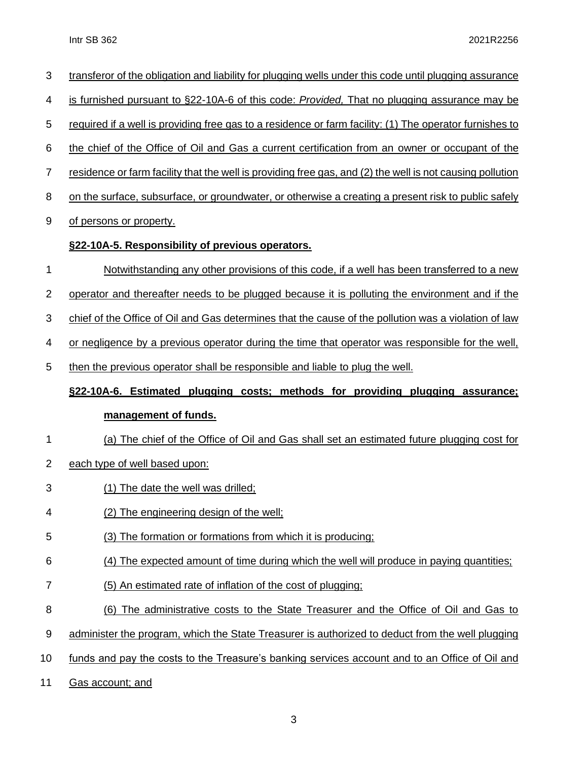transferor of the obligation and liability for plugging wells under this code until plugging assurance is furnished pursuant to §22-10A-6 of this code: *Provided,* That no plugging assurance may be required if a well is providing free gas to a residence or farm facility: (1) The operator furnishes to the chief of the Office of Oil and Gas a current certification from an owner or occupant of the residence or farm facility that the well is providing free gas, and (2) the well is not causing pollution on the surface, subsurface, or groundwater, or otherwise a creating a present risk to public safely of persons or property.

**§22-10A-5. Responsibility of previous operators.**

Notwithstanding any other provisions of this code, if a well has been transferred to a new operator and thereafter needs to be plugged because it is polluting the environment and if the chief of the Office of Oil and Gas determines that the cause of the pollution was a violation of law or negligence by a previous operator during the time that operator was responsible for the well, then the previous operator shall be responsible and liable to plug the well.

**§22-10A-6. Estimated plugging costs; methods for providing plugging assurance; management of funds.**

(a) The chief of the Office of Oil and Gas shall set an estimated future plugging cost for each type of well based upon:

(1) The date the well was drilled;

(2) The engineering design of the well;

(3) The formation or formations from which it is producing;

(4) The expected amount of time during which the well will produce in paying quantities;

(5) An estimated rate of inflation of the cost of plugging;

(6) The administrative costs to the State Treasurer and the Office of Oil and Gas to administer the program, which the State Treasurer is authorized to deduct from the well plugging funds and pay the costs to the Treasure's banking services account and to an Office of Oil and Gas account; and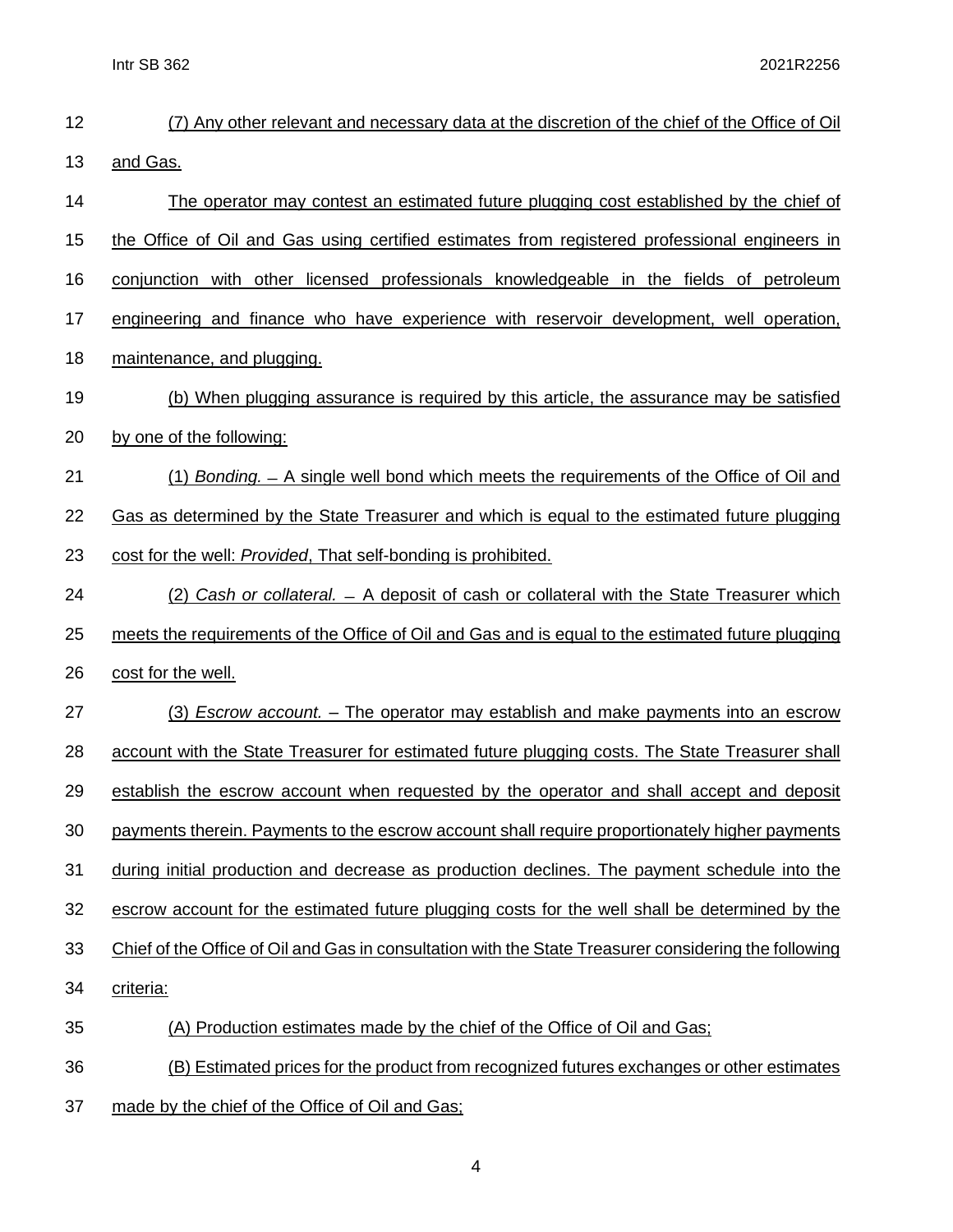(7) Any other relevant and necessary data at the discretion of the chief of the Office of Oil and Gas.

The operator may contest an estimated future plugging cost established by the chief of the Office of Oil and Gas using certified estimates from registered professional engineers in conjunction with other licensed professionals knowledgeable in the fields of petroleum engineering and finance who have experience with reservoir development, well operation, maintenance, and plugging.

(b) When plugging assurance is required by this article, the assurance may be satisfied by one of the following:

(1) *Bonding.* – A single well bond which meets the requirements of the Office of Oil and Gas as determined by the State Treasurer and which is equal to the estimated future plugging cost for the well: *Provided*, That self-bonding is prohibited.

(2) *Cash or collateral.* – A deposit of cash or collateral with the State Treasurer which meets the requirements of the Office of Oil and Gas and is equal to the estimated future plugging cost for the well.

(3) *Escrow account.* – The operator may establish and make payments into an escrow account with the State Treasurer for estimated future plugging costs. The State Treasurer shall establish the escrow account when requested by the operator and shall accept and deposit payments therein. Payments to the escrow account shall require proportionately higher payments during initial production and decrease as production declines. The payment schedule into the escrow account for the estimated future plugging costs for the well shall be determined by the Chief of the Office of Oil and Gas in consultation with the State Treasurer considering the following criteria:

(A) Production estimates made by the chief of the Office of Oil and Gas;

(B) Estimated prices for the product from recognized futures exchanges or other estimates made by the chief of the Office of Oil and Gas;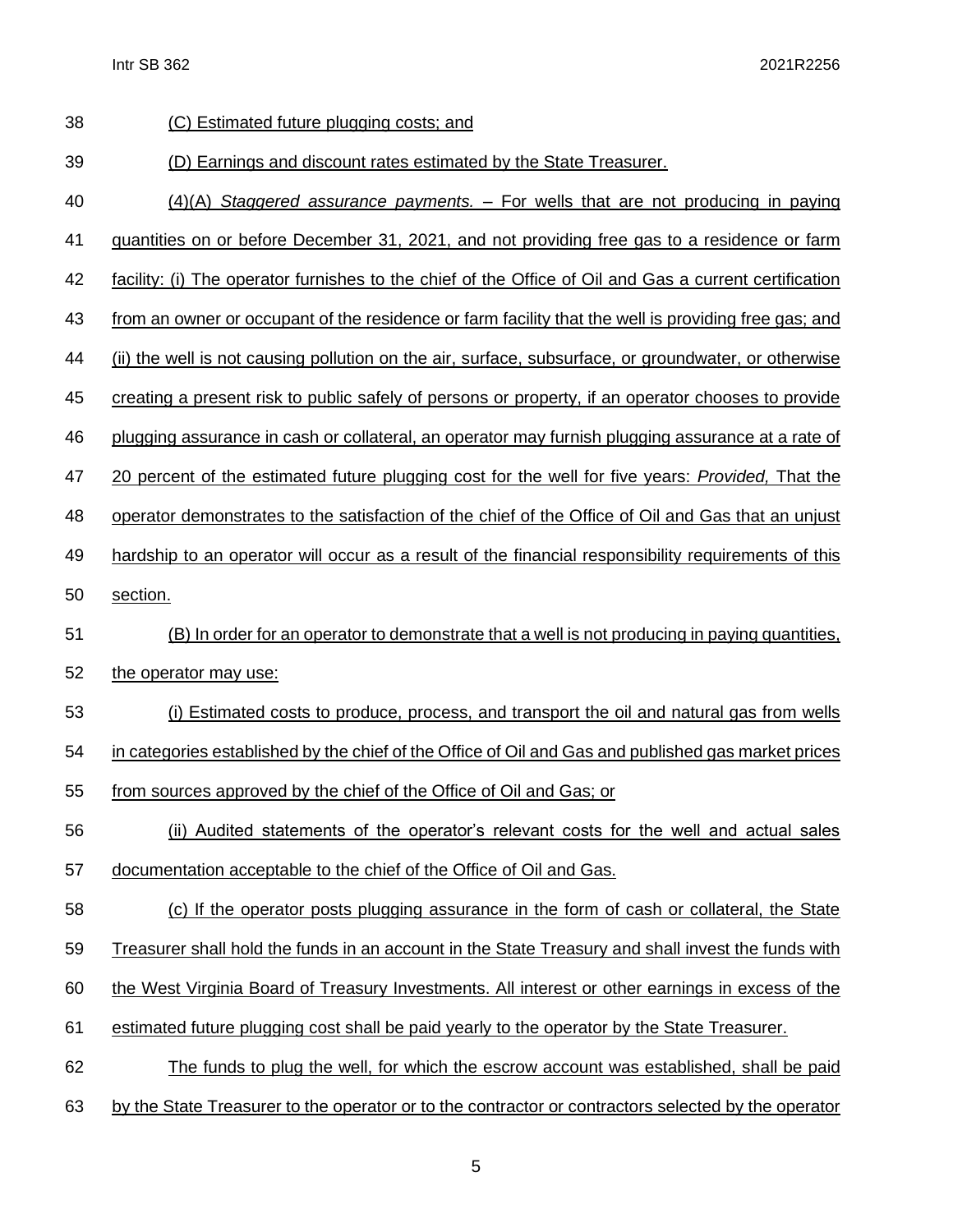(C) Estimated future plugging costs; and

(D) Earnings and discount rates estimated by the State Treasurer.

(4)(A) *Staggered assurance payments.* – For wells that are not producing in paying quantities on or before December 31, 2021, and not providing free gas to a residence or farm facility: (i) The operator furnishes to the chief of the Office of Oil and Gas a current certification from an owner or occupant of the residence or farm facility that the well is providing free gas; and (ii) the well is not causing pollution on the air, surface, subsurface, or groundwater, or otherwise creating a present risk to public safely of persons or property, if an operator chooses to provide plugging assurance in cash or collateral, an operator may furnish plugging assurance at a rate of 20 percent of the estimated future plugging cost for the well for five years: *Provided,* That the operator demonstrates to the satisfaction of the chief of the Office of Oil and Gas that an unjust hardship to an operator will occur as a result of the financial responsibility requirements of this section.

(B) In order for an operator to demonstrate that a well is not producing in paying quantities, the operator may use:

(i) Estimated costs to produce, process, and transport the oil and natural gas from wells in categories established by the chief of the Office of Oil and Gas and published gas market prices from sources approved by the chief of the Office of Oil and Gas; or

(ii) Audited statements of the operator's relevant costs for the well and actual sales documentation acceptable to the chief of the Office of Oil and Gas.

(c) If the operator posts plugging assurance in the form of cash or collateral, the State Treasurer shall hold the funds in an account in the State Treasury and shall invest the funds with the West Virginia Board of Treasury Investments. All interest or other earnings in excess of the estimated future plugging cost shall be paid yearly to the operator by the State Treasurer.

The funds to plug the well, for which the escrow account was established, shall be paid by the State Treasurer to the operator or to the contractor or contractors selected by the operator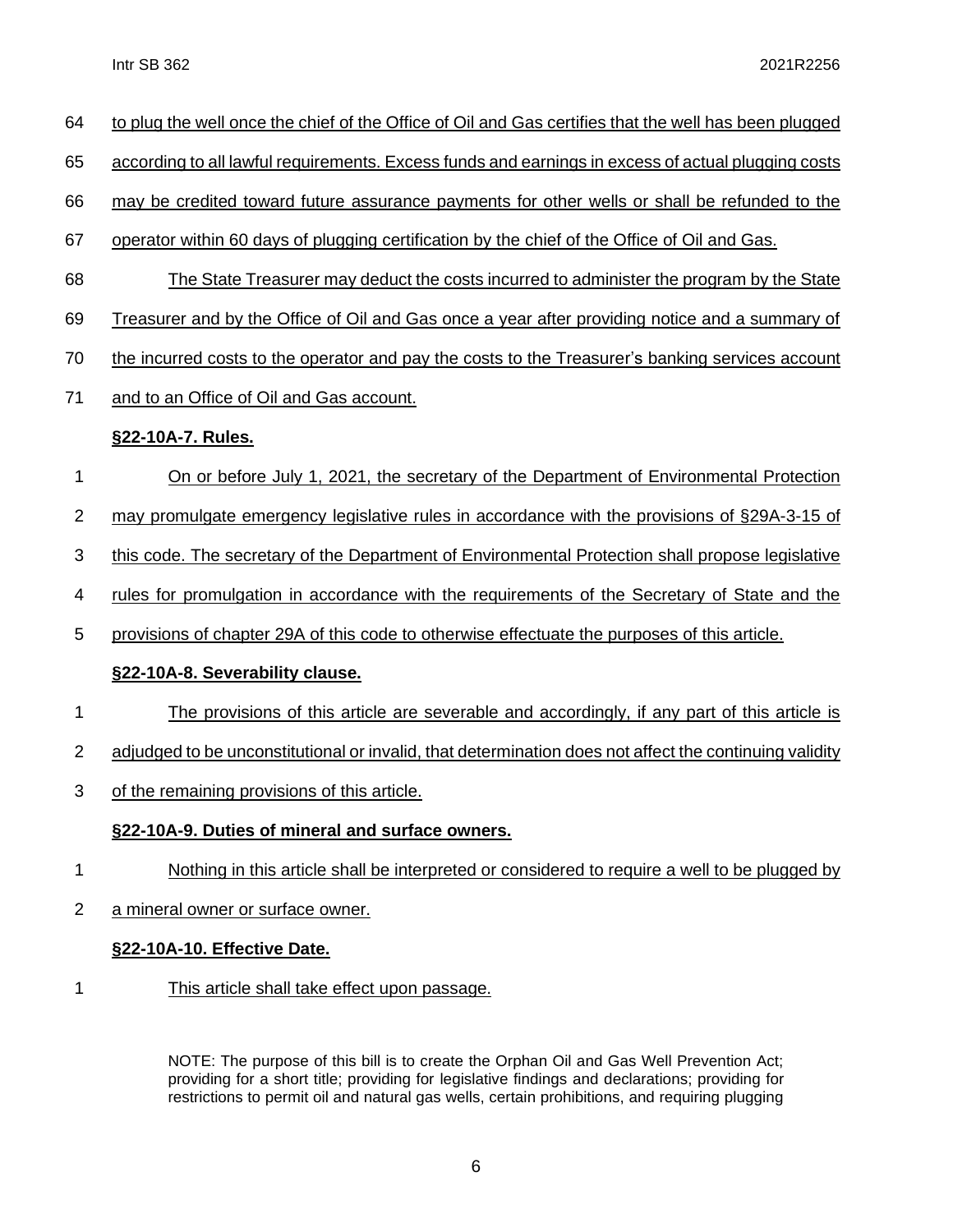to plug the well once the chief of the Office of Oil and Gas certifies that the well has been plugged according to all lawful requirements. Excess funds and earnings in excess of actual plugging costs may be credited toward future assurance payments for other wells or shall be refunded to the operator within 60 days of plugging certification by the chief of the Office of Oil and Gas.

The State Treasurer may deduct the costs incurred to administer the program by the State Treasurer and by the Office of Oil and Gas once a year after providing notice and a summary of the incurred costs to the operator and pay the costs to the Treasurer's banking services account and to an Office of Oil and Gas account.

**§22-10A-7. Rules.**

On or before July 1, 2021, the secretary of the Department of Environmental Protection may promulgate emergency legislative rules in accordance with the provisions of §29A-3-15 of this code. The secretary of the Department of Environmental Protection shall propose legislative rules for promulgation in accordance with the requirements of the Secretary of State and the provisions of chapter 29A of this code to otherwise effectuate the purposes of this article.

**§22-10A-8. Severability clause.**

The provisions of this article are severable and accordingly, if any part of this article is adjudged to be unconstitutional or invalid, that determination does not affect the continuing validity of the remaining provisions of this article.

**§22-10A-9. Duties of mineral and surface owners.**

Nothing in this article shall be interpreted or considered to require a well to be plugged by a mineral owner or surface owner.

**§22-10A-10. Effective Date.**

This article shall take effect upon passage.

NOTE: The purpose of this bill is to create the Orphan Oil and Gas Well Prevention Act; providing for a short title; providing for legislative findings and declarations; providing for restrictions to permit oil and natural gas wells, certain prohibitions, and requiring plugging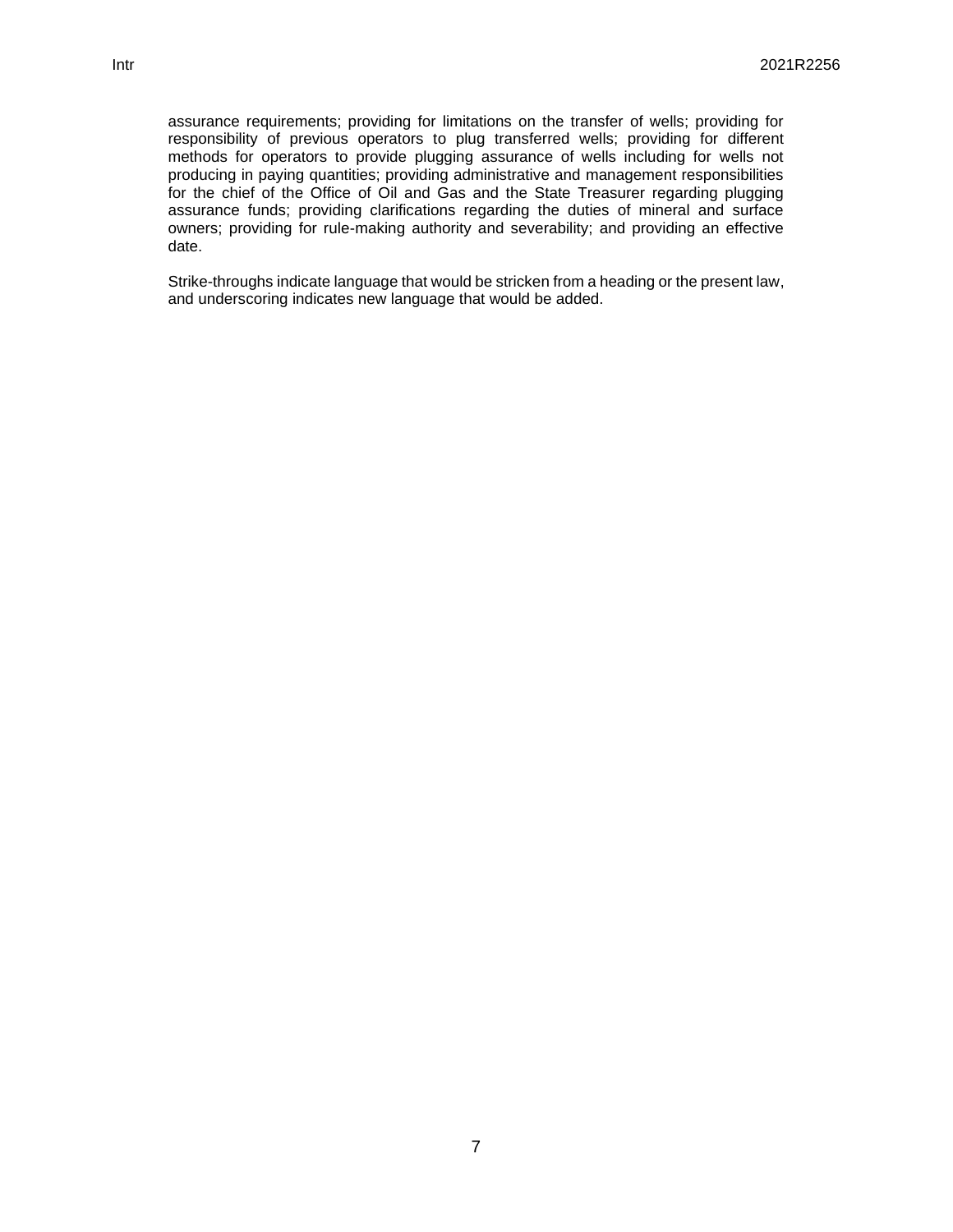assurance requirements; providing for limitations on the transfer of wells; providing for responsibility of previous operators to plug transferred wells; providing for different methods for operators to provide plugging assurance of wells including for wells not producing in paying quantities; providing administrative and management responsibilities for the chief of the Office of Oil and Gas and the State Treasurer regarding plugging assurance funds; providing clarifications regarding the duties of mineral and surface owners; providing for rule-making authority and severability; and providing an effective date.

Strike-throughs indicate language that would be stricken from a heading or the present law, and underscoring indicates new language that would be added.